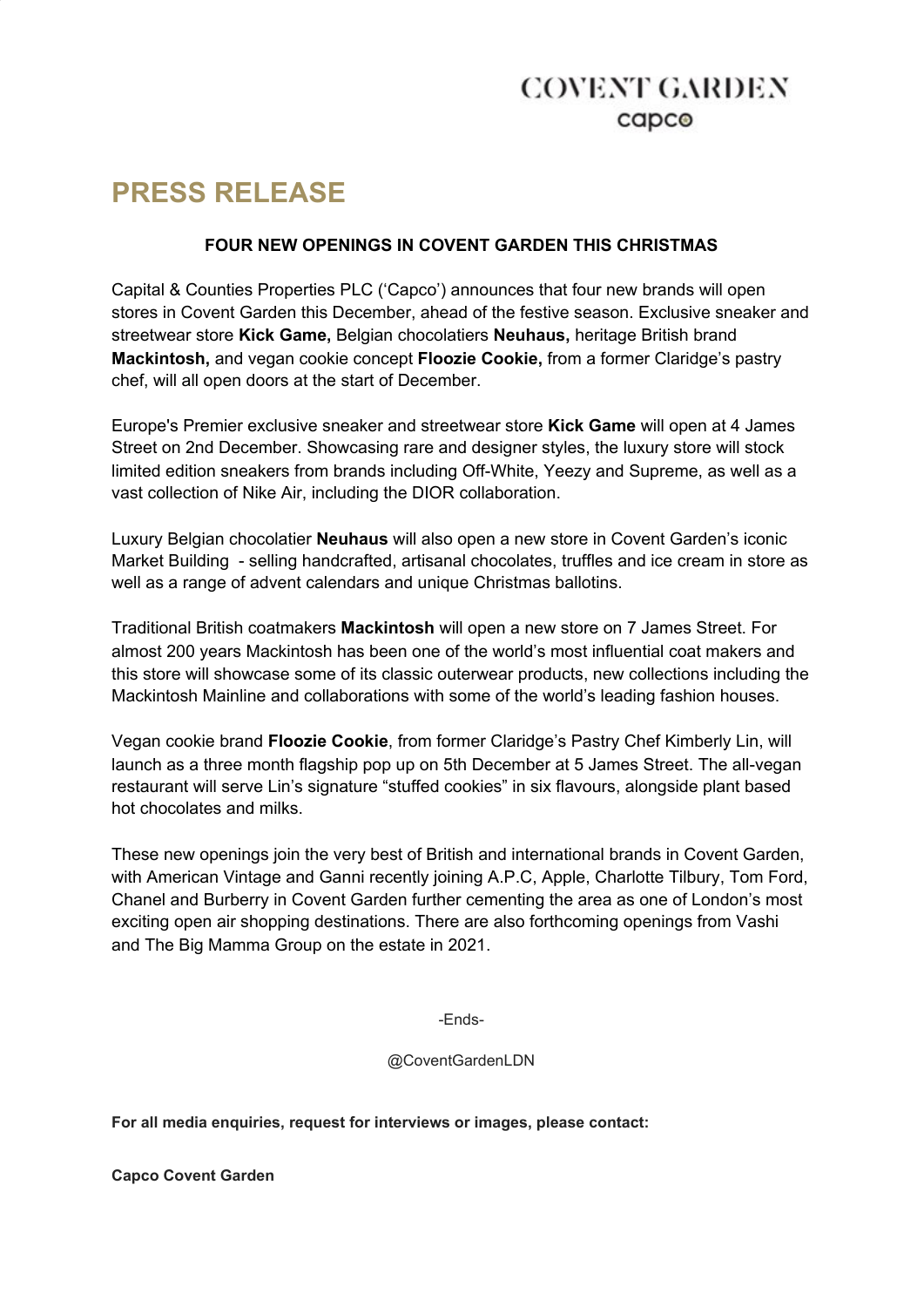COVENT GARDEN
capco

# PRESS RELEASE

**FOUR NEW OPENINGS IN COVENT GARDEN THIS CHRISTMAS**

Capital & Counties Properties PLC ('Capco') announces that four new brands will open stores in Covent Garden this December, ahead of the festive season. Exclusive sneaker and streetwear store **Kick Game,** Belgian chocolatiers **Neuhaus,** heritage British brand **Mackintosh,** and vegan cookie concept **Floozie Cookie,** from a former Claridge's pastry chef, will all open doors at the start of December.

Europe's Premier exclusive sneaker and streetwear store **Kick Game** will open at 4 James Street on 2nd December. Showcasing rare and designer styles, the luxury store will stock limited edition sneakers from brands including Off-White, Yeezy and Supreme, as well as a vast collection of Nike Air, including the DIOR collaboration.

Luxury Belgian chocolatier **Neuhaus** will also open a new store in Covent Garden's iconic Market Building - selling handcrafted, artisanal chocolates, truffles and ice cream in store as well as a range of advent calendars and unique Christmas ballotins.

Traditional British coatmakers **Mackintosh** will open a new store on 7 James Street. For almost 200 years Mackintosh has been one of the world's most influential coat makers and this store will showcase some of its classic outerwear products, new collections including the Mackintosh Mainline and collaborations with some of the world's leading fashion houses.

Vegan cookie brand **Floozie Cookie**, from former Claridge's Pastry Chef Kimberly Lin, will launch as a three month flagship pop up on 5th December at 5 James Street. The all-vegan restaurant will serve Lin's signature "stuffed cookies" in six flavours, alongside plant based hot chocolates and milks.

These new openings join the very best of British and international brands in Covent Garden, with American Vintage and Ganni recently joining A.P.C, Apple, Charlotte Tilbury, Tom Ford, Chanel and Burberry in Covent Garden further cementing the area as one of London's most exciting open air shopping destinations. There are also forthcoming openings from Vashi and The Big Mamma Group on the estate in 2021.

-Ends-

@CoventGardenLDN

**For all media enquiries, request for interviews or images, please contact:**

**Capco Covent Garden**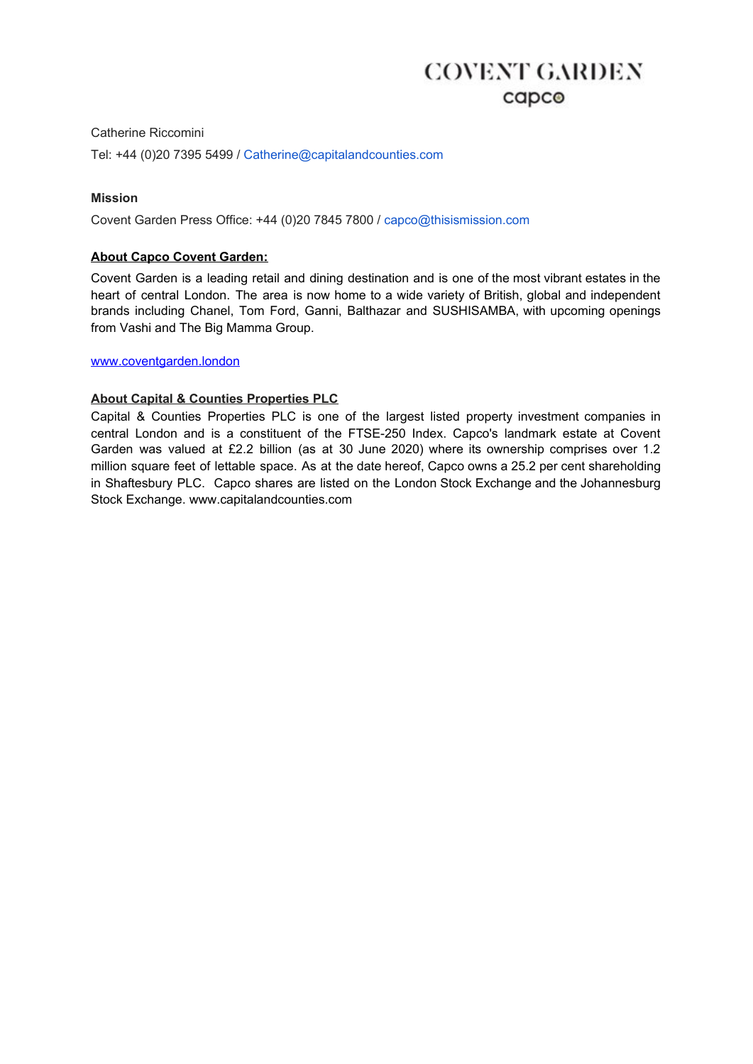COVENT GARDEN
capco

Catherine Riccomini

Tel: +44 (0)20 7395 5499 / Catherine@capitalandcounties.com

**Mission**

Covent Garden Press Office: +44 (0)20 7845 7800 / capco@thisismission.com

**About Capco Covent Garden:**

Covent Garden is a leading retail and dining destination and is one of the most vibrant estates in the heart of central London. The area is now home to a wide variety of British, global and independent brands including Chanel, Tom Ford, Ganni, Balthazar and SUSHISAMBA, with upcoming openings from Vashi and The Big Mamma Group.

www.coventgarden.london

**About Capital & Counties Properties PLC**

Capital & Counties Properties PLC is one of the largest listed property investment companies in central London and is a constituent of the FTSE-250 Index. Capco's landmark estate at Covent Garden was valued at £2.2 billion (as at 30 June 2020) where its ownership comprises over 1.2 million square feet of lettable space. As at the date hereof, Capco owns a 25.2 per cent shareholding in Shaftesbury PLC. Capco shares are listed on the London Stock Exchange and the Johannesburg Stock Exchange. www.capitalandcounties.com